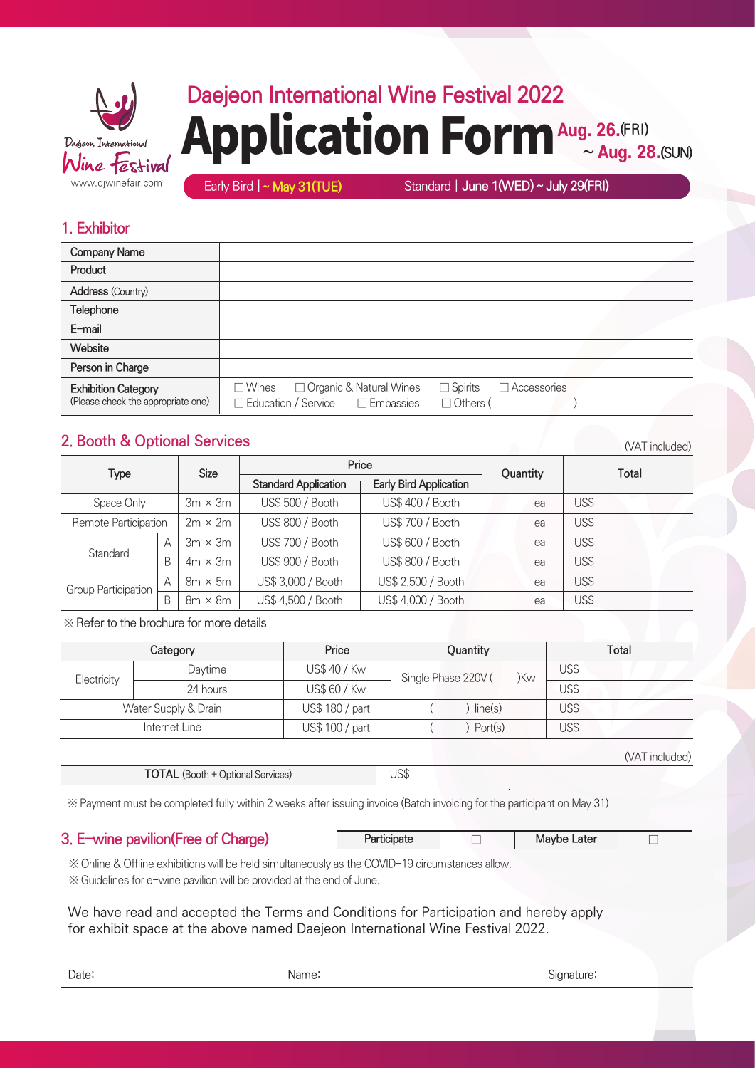Daejeon International Wine Festival
www.djwinefair.com

# Daejeon International Wine Festival 2022

# Application Form

**Aug. 26.(FRI) ~ Aug. 28.(SUN)**

Early Bird | ~ May 31(TUE)    Standard | June 1(WED) ~ July 29(FRI)

## 1. Exhibitor

| | |
|---|---|
| Company Name | |
| Product | |
| Address (Country) | |
| Telephone | |
| E-mail | |
| Website | |
| Person in Charge | |
| Exhibition Category (Please check the appropriate one) | ☐ Wines ☐ Organic & Natural Wines ☐ Spirits ☐ Accessories ☐ Education / Service ☐ Embassies ☐ Others (            ) |

## 2. Booth & Optional Services

(VAT included)

| Type | | Size | Price | | Quantity | Total |
|---|---|---|---|---|---|---|
| | | | Standard Application | Early Bird Application | | |
| Space Only | | 3m × 3m | US$ 500 / Booth | US$ 400 / Booth | ea | US$ |
| Remote Participation | | 2m × 2m | US$ 800 / Booth | US$ 700 / Booth | ea | US$ |
| Standard | A | 3m × 3m | US$ 700 / Booth | US$ 600 / Booth | ea | US$ |
| | B | 4m × 3m | US$ 900 / Booth | US$ 800 / Booth | ea | US$ |
| Group Participation | A | 8m × 5m | US$ 3,000 / Booth | US$ 2,500 / Booth | ea | US$ |
| | B | 8m × 8m | US$ 4,500 / Booth | US$ 4,000 / Booth | ea | US$ |

※ Refer to the brochure for more details

| Category | | Price | Quantity | Total |
|---|---|---|---|---|
| Electricity | Daytime | US$ 40 / Kw | Single Phase 220V (      )Kw | US$ |
| | 24 hours | US$ 60 / Kw | | US$ |
| Water Supply & Drain | | US$ 180 / part | (      ) line(s) | US$ |
| Internet Line | | US$ 100 / part | (      ) Port(s) | US$ |

(VAT included)

| TOTAL (Booth + Optional Services) | US$ |
|---|---|

※ Payment must be completed fully within 2 weeks after issuing invoice (Batch invoicing for the participant on May 31)

## 3. E-wine pavilion(Free of Charge)

| Participate | ☐ | Maybe Later | ☐ |
|---|---|---|---|

※ Online & Offline exhibitions will be held simultaneously as the COVID-19 circumstances allow.
※ Guidelines for e-wine pavilion will be provided at the end of June.

We have read and accepted the Terms and Conditions for Participation and hereby apply for exhibit space at the above named Daejeon International Wine Festival 2022.

Date:                    Name:                    Signature: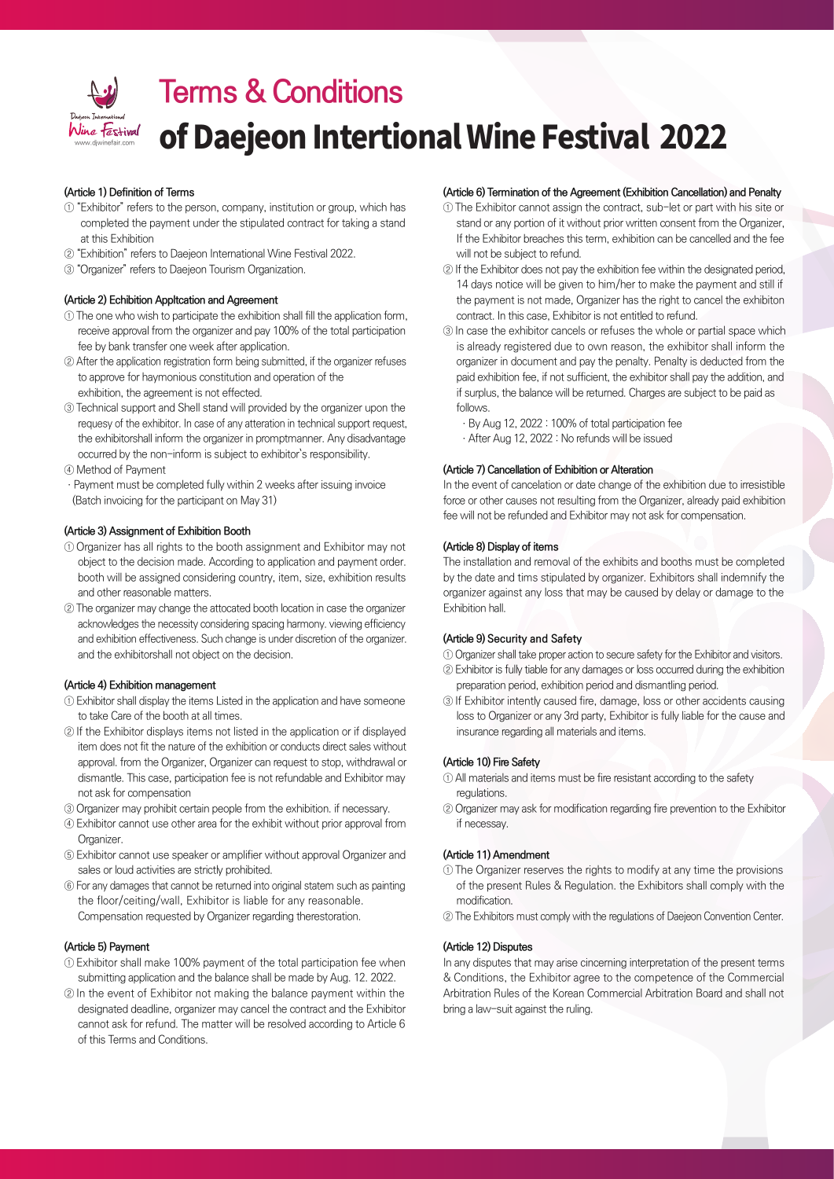# Terms & Conditions of Daejeon Intertional Wine Festival 2022

### (Article 1) Definition of Terms

① "Exhibitor" refers to the person, company, institution or group, which has completed the payment under the stipulated contract for taking a stand at this Exhibition

② "Exhibition" refers to Daejeon International Wine Festival 2022.

③ "Organizer" refers to Daejeon Tourism Organization.

### (Article 2) Echibition Appltcation and Agreement

① The one who wish to participate the exhibition shall fill the application form, receive approval from the organizer and pay 100% of the total participation fee by bank transfer one week after application.

② After the application registration form being submitted, if the organizer refuses to approve for haymonious constitution and operation of the exhibition, the agreement is not effected.

③ Technical support and Shell stand will provided by the organizer upon the requesy of the exhibitor. In case of any atteration in technical support request, the exhibitorshall inform the organizer in promptmanner. Any disadvantage occurred by the non-inform is subject to exhibitor's responsibility.

④ Method of Payment

· Payment must be completed fully within 2 weeks after issuing invoice (Batch invoicing for the participant on May 31)

### (Article 3) Assignment of Exhibition Booth

① Organizer has all rights to the booth assignment and Exhibitor may not object to the decision made. According to application and payment order. booth will be assigned considering country, item, size, exhibition results and other reasonable matters.

② The organizer may change the attocated booth location in case the organizer acknowledges the necessity considering spacing harmony. viewing efficiency and exhibition effectiveness. Such change is under discretion of the organizer. and the exhibitorshall not object on the decision.

### (Article 4) Exhibition management

① Exhibitor shall display the items Listed in the application and have someone to take Care of the booth at all times.

② If the Exhibitor displays items not listed in the application or if displayed item does not fit the nature of the exhibition or conducts direct sales without approval. from the Organizer, Organizer can request to stop, withdrawal or dismantle. This case, participation fee is not refundable and Exhibitor may not ask for compensation

③ Organizer may prohibit certain people from the exhibition. if necessary.

④ Exhibitor cannot use other area for the exhibit without prior approval from Organizer.

⑤ Exhibitor cannot use speaker or amplifier without approval Organizer and sales or loud activities are strictly prohibited.

⑥ For any damages that cannot be returned into original statem such as painting the floor/ceiting/wall, Exhibitor is liable for any reasonable. Compensation requested by Organizer regarding therestoration.

### (Article 5) Payment

① Exhibitor shall make 100% payment of the total participation fee when submitting application and the balance shall be made by Aug. 12. 2022.

② In the event of Exhibitor not making the balance payment within the designated deadline, organizer may cancel the contract and the Exhibitor cannot ask for refund. The matter will be resolved according to Article 6 of this Terms and Conditions.

### (Article 6) Termination of the Agreement (Exhibition Cancellation) and Penalty

① The Exhibitor cannot assign the contract, sub-let or part with his site or stand or any portion of it without prior written consent from the Organizer, If the Exhibitor breaches this term, exhibition can be cancelled and the fee will not be subject to refund.

② If the Exhibitor does not pay the exhibition fee within the designated period, 14 days notice will be given to him/her to make the payment and still if the payment is not made, Organizer has the right to cancel the exhibiton contract. In this case, Exhibitor is not entitled to refund.

③ In case the exhibitor cancels or refuses the whole or partial space which is already registered due to own reason, the exhibitor shall inform the organizer in document and pay the penalty. Penalty is deducted from the paid exhibition fee, if not sufficient, the exhibitor shall pay the addition, and if surplus, the balance will be returned. Charges are subject to be paid as follows.

· By Aug 12, 2022 : 100% of total participation fee

· After Aug 12, 2022 : No refunds will be issued

### (Article 7) Cancellation of Exhibition or Alteration

In the event of cancelation or date change of the exhibition due to irresistible force or other causes not resulting from the Organizer, already paid exhibition fee will not be refunded and Exhibitor may not ask for compensation.

### (Article 8) Display of items

The installation and removal of the exhibits and booths must be completed by the date and tims stipulated by organizer. Exhibitors shall indemnify the organizer against any loss that may be caused by delay or damage to the Exhibition hall.

### (Article 9) Security and Safety

① Organizer shall take proper action to secure safety for the Exhibitor and visitors.

② Exhibitor is fully tiable for any damages or loss occurred during the exhibition preparation period, exhibition period and dismantling period.

③ If Exhibitor intently caused fire, damage, loss or other accidents causing loss to Organizer or any 3rd party, Exhibitor is fully liable for the cause and insurance regarding all materials and items.

### (Article 10) Fire Safety

① All materials and items must be fire resistant according to the safety regulations.

② Organizer may ask for modification regarding fire prevention to the Exhibitor if necessay.

### (Article 11) Amendment

① The Organizer reserves the rights to modify at any time the provisions of the present Rules & Regulation. the Exhibitors shall comply with the modification.

② The Exhibitors must comply with the regulations of Daejeon Convention Center.

### (Article 12) Disputes

In any disputes that may arise cincerning interpretation of the present terms & Conditions, the Exhibitor agree to the competence of the Commercial Arbitration Rules of the Korean Commercial Arbitration Board and shall not bring a law-suit against the ruling.